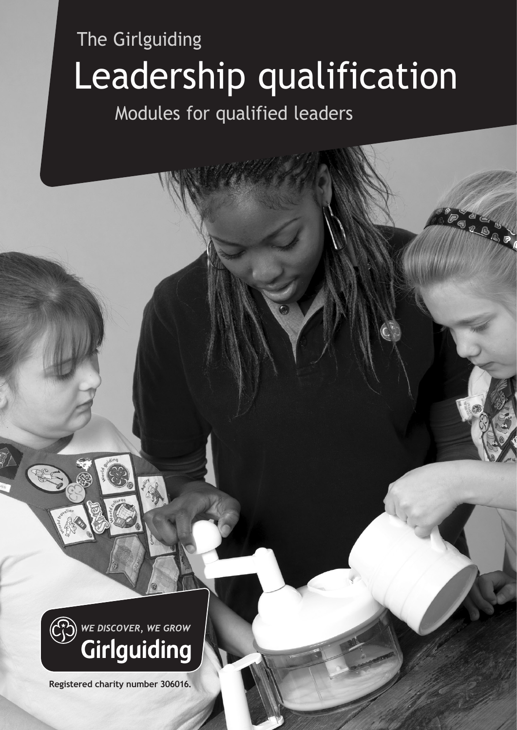The Girlguiding

# Leadership qualification

## Modules for qualified leaders

*WE DISCOVER, WE GROW*

**Girlguiding**

**Registered charity number 306016.**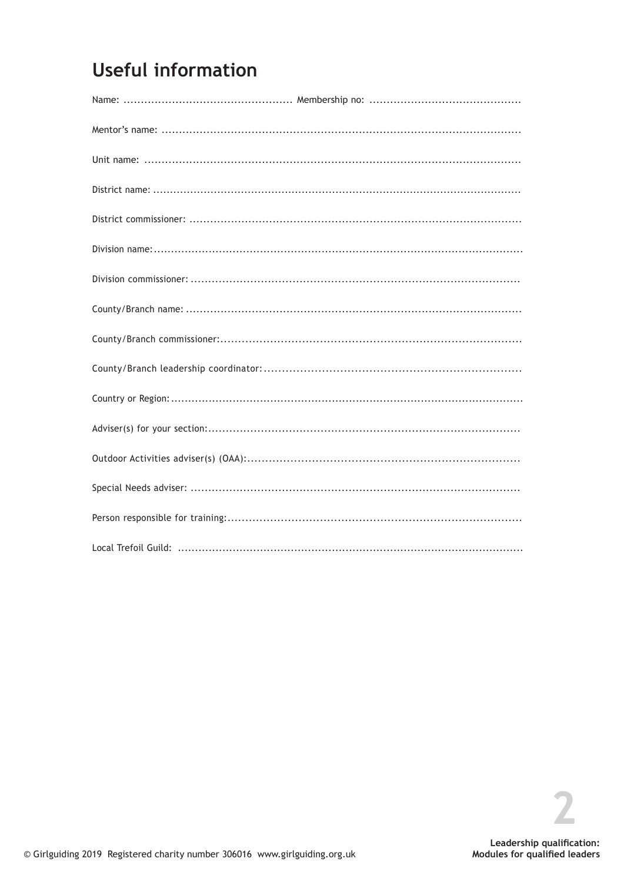## Useful information

Name: ................................................ Membership no: ...........................................

Mentor's name: .......................................................................................................

Unit name: .............................................................................................................

District name: ..........................................................................................................

District commissioner: ...............................................................................................

Division name:..........................................................................................................

Division commissioner: .............................................................................................

County/Branch name: ................................................................................................

County/Branch commissioner:.....................................................................................

County/Branch leadership coordinator:........................................................................

Country or Region:.....................................................................................................

Adviser(s) for your section:........................................................................................

Outdoor Activities adviser(s) (OAA):............................................................................

Special Needs adviser: .............................................................................................

Person responsible for training:..................................................................................

Local Trefoil Guild: ...................................................................................................

© Girlguiding 2019 Registered charity number 306016 www.girlguiding.org.uk

**Leadership qualification: Modules for qualified leaders**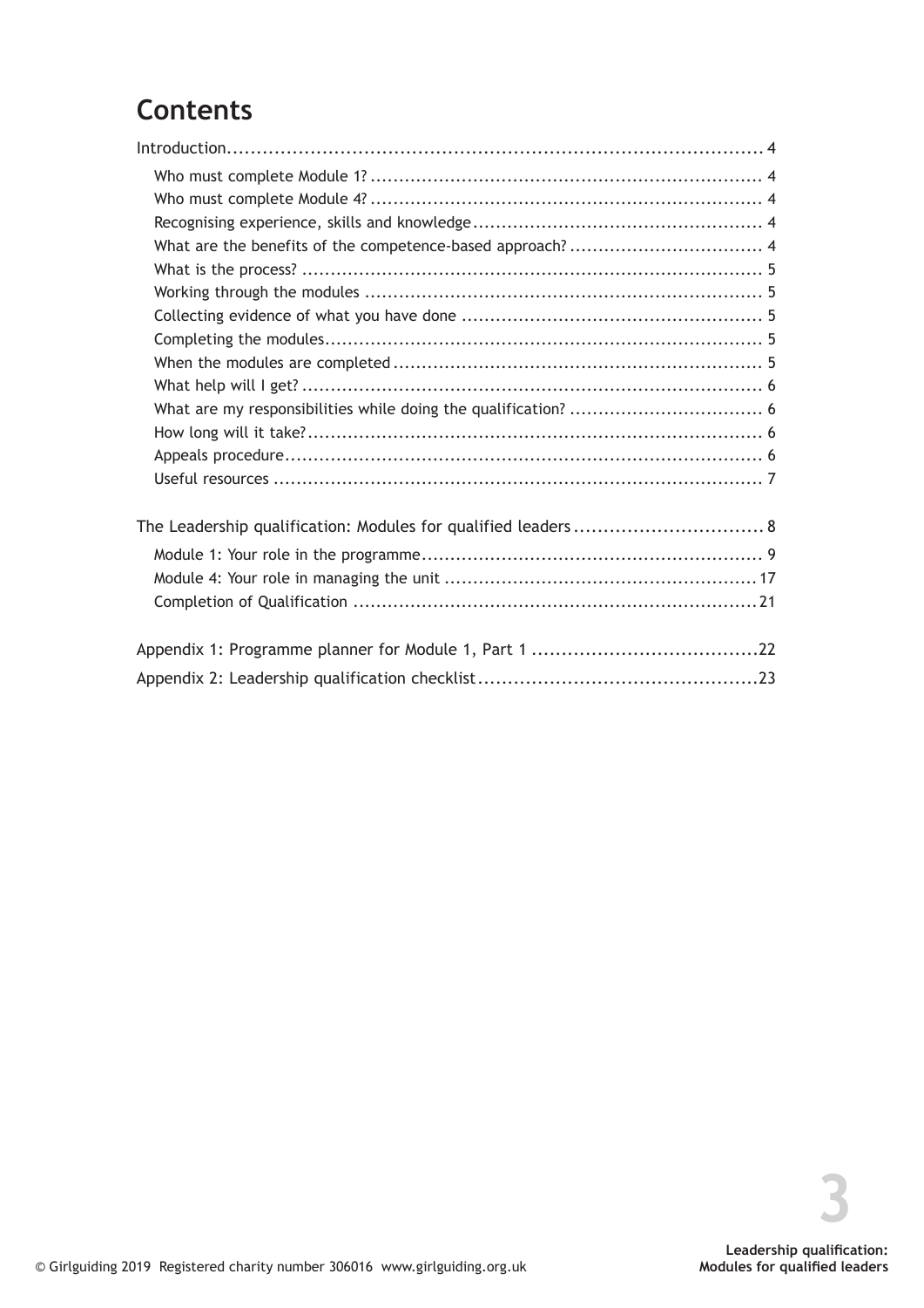# Contents

Introduction.......................................................................................... 4

- Who must complete Module 1? ..................................................................... 4
- Who must complete Module 4? ..................................................................... 4
- Recognising experience, skills and knowledge ................................................... 4
- What are the benefits of the competence-based approach? .................................. 4
- What is the process? ................................................................................. 5
- Working through the modules ...................................................................... 5
- Collecting evidence of what you have done ..................................................... 5
- Completing the modules............................................................................. 5
- When the modules are completed ................................................................. 5
- What help will I get? ................................................................................. 6
- What are my responsibilities while doing the qualification? .................................. 6
- How long will it take?................................................................................ 6
- Appeals procedure.................................................................................... 6
- Useful resources ...................................................................................... 7

The Leadership qualification: Modules for qualified leaders ................................ 8

- Module 1: Your role in the programme............................................................ 9
- Module 4: Your role in managing the unit ....................................................... 17
- Completion of Qualification ....................................................................... 21

Appendix 1: Programme planner for Module 1, Part 1 ......................................22

Appendix 2: Leadership qualification checklist................................................23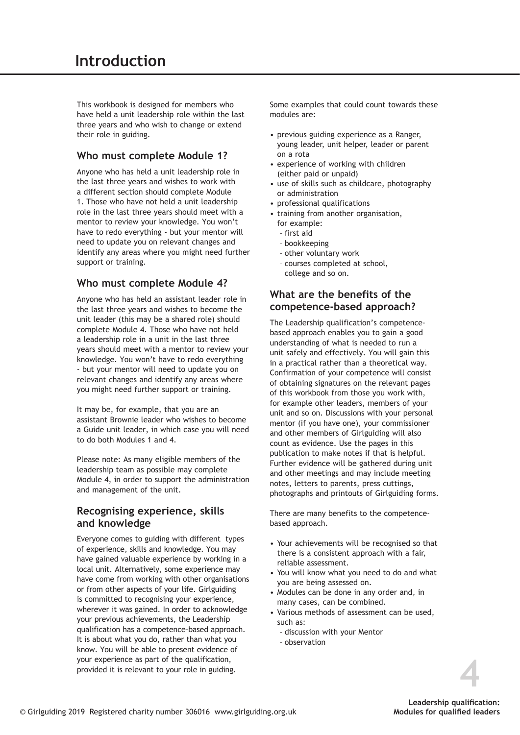# Introduction

This workbook is designed for members who have held a unit leadership role within the last three years and who wish to change or extend their role in guiding.

## Who must complete Module 1?

Anyone who has held a unit leadership role in the last three years and wishes to work with a different section should complete Module 1. Those who have not held a unit leadership role in the last three years should meet with a mentor to review your knowledge. You won't have to redo everything - but your mentor will need to update you on relevant changes and identify any areas where you might need further support or training.

## Who must complete Module 4?

Anyone who has held an assistant leader role in the last three years and wishes to become the unit leader (this may be a shared role) should complete Module 4. Those who have not held a leadership role in a unit in the last three years should meet with a mentor to review your knowledge. You won't have to redo everything - but your mentor will need to update you on relevant changes and identify any areas where you might need further support or training.

It may be, for example, that you are an assistant Brownie leader who wishes to become a Guide unit leader, in which case you will need to do both Modules 1 and 4.

Please note: As many eligible members of the leadership team as possible may complete Module 4, in order to support the administration and management of the unit.

## Recognising experience, skills and knowledge

Everyone comes to guiding with different types of experience, skills and knowledge. You may have gained valuable experience by working in a local unit. Alternatively, some experience may have come from working with other organisations or from other aspects of your life. Girlguiding is committed to recognising your experience, wherever it was gained. In order to acknowledge your previous achievements, the Leadership qualification has a competence-based approach. It is about what you do, rather than what you know. You will be able to present evidence of your experience as part of the qualification, provided it is relevant to your role in guiding.

Some examples that could count towards these modules are:

- previous guiding experience as a Ranger, young leader, unit helper, leader or parent on a rota
- experience of working with children (either paid or unpaid)
- use of skills such as childcare, photography or administration
- professional qualifications
- training from another organisation, for example:
  - first aid
  - bookkeeping
  - other voluntary work
  - courses completed at school, college and so on.

## What are the benefits of the competence-based approach?

The Leadership qualification's competence-based approach enables you to gain a good understanding of what is needed to run a unit safely and effectively. You will gain this in a practical rather than a theoretical way. Confirmation of your competence will consist of obtaining signatures on the relevant pages of this workbook from those you work with, for example other leaders, members of your unit and so on. Discussions with your personal mentor (if you have one), your commissioner and other members of Girlguiding will also count as evidence. Use the pages in this publication to make notes if that is helpful. Further evidence will be gathered during unit and other meetings and may include meeting notes, letters to parents, press cuttings, photographs and printouts of Girlguiding forms.

There are many benefits to the competence-based approach.

- Your achievements will be recognised so that there is a consistent approach with a fair, reliable assessment.
- You will know what you need to do and what you are being assessed on.
- Modules can be done in any order and, in many cases, can be combined.
- Various methods of assessment can be used, such as:
  - discussion with your Mentor
  - observation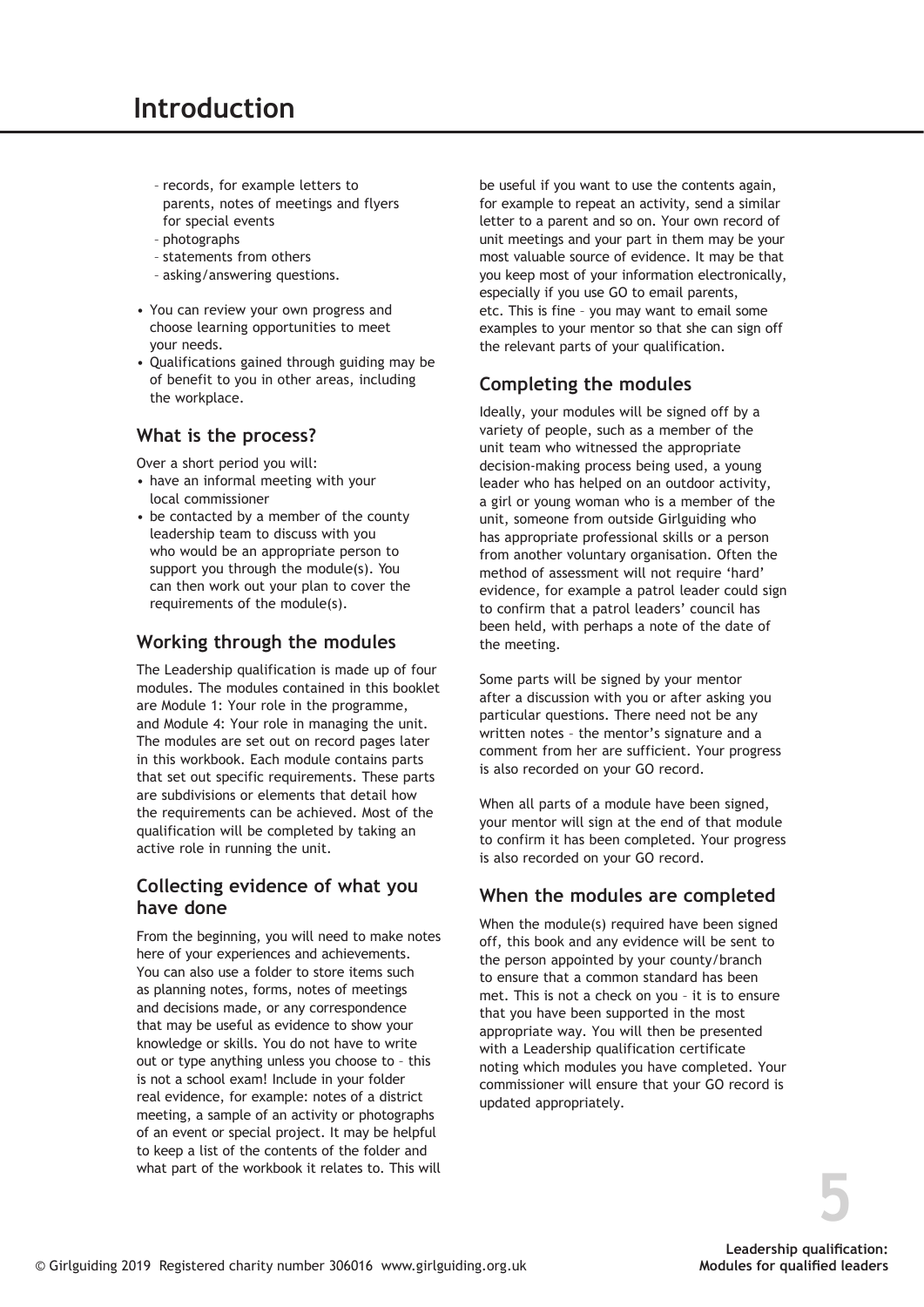# Introduction

  - records, for example letters to parents, notes of meetings and flyers for special events
  - photographs
  - statements from others
  - asking/answering questions.

- You can review your own progress and choose learning opportunities to meet your needs.
- Qualifications gained through guiding may be of benefit to you in other areas, including the workplace.

## What is the process?

Over a short period you will:

- have an informal meeting with your local commissioner
- be contacted by a member of the county leadership team to discuss with you who would be an appropriate person to support you through the module(s). You can then work out your plan to cover the requirements of the module(s).

## Working through the modules

The Leadership qualification is made up of four modules. The modules contained in this booklet are Module 1: Your role in the programme, and Module 4: Your role in managing the unit. The modules are set out on record pages later in this workbook. Each module contains parts that set out specific requirements. These parts are subdivisions or elements that detail how the requirements can be achieved. Most of the qualification will be completed by taking an active role in running the unit.

## Collecting evidence of what you have done

From the beginning, you will need to make notes here of your experiences and achievements. You can also use a folder to store items such as planning notes, forms, notes of meetings and decisions made, or any correspondence that may be useful as evidence to show your knowledge or skills. You do not have to write out or type anything unless you choose to – this is not a school exam! Include in your folder real evidence, for example: notes of a district meeting, a sample of an activity or photographs of an event or special project. It may be helpful to keep a list of the contents of the folder and what part of the workbook it relates to. This will be useful if you want to use the contents again, for example to repeat an activity, send a similar letter to a parent and so on. Your own record of unit meetings and your part in them may be your most valuable source of evidence. It may be that you keep most of your information electronically, especially if you use GO to email parents, etc. This is fine – you may want to email some examples to your mentor so that she can sign off the relevant parts of your qualification.

## Completing the modules

Ideally, your modules will be signed off by a variety of people, such as a member of the unit team who witnessed the appropriate decision-making process being used, a young leader who has helped on an outdoor activity, a girl or young woman who is a member of the unit, someone from outside Girlguiding who has appropriate professional skills or a person from another voluntary organisation. Often the method of assessment will not require 'hard' evidence, for example a patrol leader could sign to confirm that a patrol leaders' council has been held, with perhaps a note of the date of the meeting.

Some parts will be signed by your mentor after a discussion with you or after asking you particular questions. There need not be any written notes – the mentor's signature and a comment from her are sufficient. Your progress is also recorded on your GO record.

When all parts of a module have been signed, your mentor will sign at the end of that module to confirm it has been completed. Your progress is also recorded on your GO record.

## When the modules are completed

When the module(s) required have been signed off, this book and any evidence will be sent to the person appointed by your county/branch to ensure that a common standard has been met. This is not a check on you – it is to ensure that you have been supported in the most appropriate way. You will then be presented with a Leadership qualification certificate noting which modules you have completed. Your commissioner will ensure that your GO record is updated appropriately.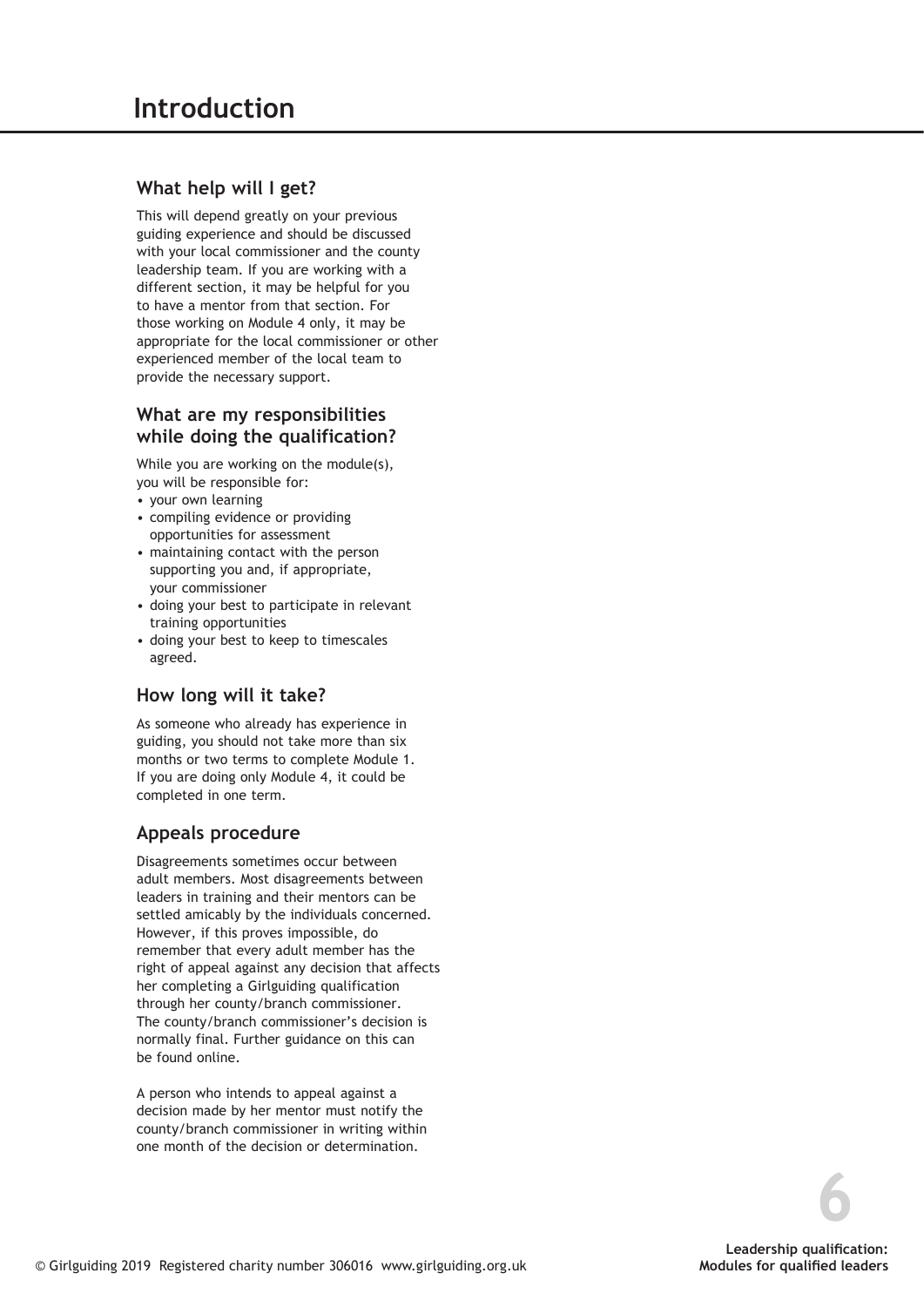# Introduction

## What help will I get?

This will depend greatly on your previous guiding experience and should be discussed with your local commissioner and the county leadership team. If you are working with a different section, it may be helpful for you to have a mentor from that section. For those working on Module 4 only, it may be appropriate for the local commissioner or other experienced member of the local team to provide the necessary support.

## What are my responsibilities while doing the qualification?

While you are working on the module(s), you will be responsible for:

- your own learning
- compiling evidence or providing opportunities for assessment
- maintaining contact with the person supporting you and, if appropriate, your commissioner
- doing your best to participate in relevant training opportunities
- doing your best to keep to timescales agreed.

## How long will it take?

As someone who already has experience in guiding, you should not take more than six months or two terms to complete Module 1. If you are doing only Module 4, it could be completed in one term.

## Appeals procedure

Disagreements sometimes occur between adult members. Most disagreements between leaders in training and their mentors can be settled amicably by the individuals concerned. However, if this proves impossible, do remember that every adult member has the right of appeal against any decision that affects her completing a Girlguiding qualification through her county/branch commissioner. The county/branch commissioner's decision is normally final. Further guidance on this can be found online.

A person who intends to appeal against a decision made by her mentor must notify the county/branch commissioner in writing within one month of the decision or determination.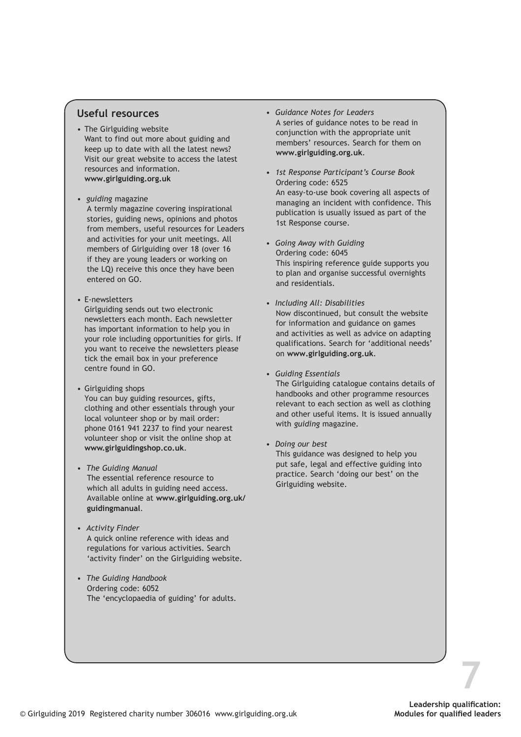## Useful resources

- The Girlguiding website
  Want to find out more about guiding and keep up to date with all the latest news? Visit our great website to access the latest resources and information.
  **www.girlguiding.org.uk**

- *guiding* magazine
  A termly magazine covering inspirational stories, guiding news, opinions and photos from members, useful resources for Leaders and activities for your unit meetings. All members of Girlguiding over 18 (over 16 if they are young leaders or working on the LQ) receive this once they have been entered on GO.

- E-newsletters
  Girlguiding sends out two electronic newsletters each month. Each newsletter has important information to help you in your role including opportunities for girls. If you want to receive the newsletters please tick the email box in your preference centre found in GO.

- Girlguiding shops
  You can buy guiding resources, gifts, clothing and other essentials through your local volunteer shop or by mail order: phone 0161 941 2237 to find your nearest volunteer shop or visit the online shop at **www.girlguidingshop.co.uk**.

- *The Guiding Manual*
  The essential reference resource to which all adults in guiding need access. Available online at **www.girlguiding.org.uk/guidingmanual**.

- *Activity Finder*
  A quick online reference with ideas and regulations for various activities. Search 'activity finder' on the Girlguiding website.

- *The Guiding Handbook*
  Ordering code: 6052
  The 'encyclopaedia of guiding' for adults.

- *Guidance Notes for Leaders*
  A series of guidance notes to be read in conjunction with the appropriate unit members' resources. Search for them on **www.girlguiding.org.uk**.

- *1st Response Participant's Course Book*
  Ordering code: 6525
  An easy-to-use book covering all aspects of managing an incident with confidence. This publication is usually issued as part of the 1st Response course.

- *Going Away with Guiding*
  Ordering code: 6045
  This inspiring reference guide supports you to plan and organise successful overnights and residentials.

- *Including All: Disabilities*
  Now discontinued, but consult the website for information and guidance on games and activities as well as advice on adapting qualifications. Search for 'additional needs' on **www.girlguiding.org.uk**.

- *Guiding Essentials*
  The Girlguiding catalogue contains details of handbooks and other programme resources relevant to each section as well as clothing and other useful items. It is issued annually with *guiding* magazine.

- *Doing our best*
  This guidance was designed to help you put safe, legal and effective guiding into practice. Search 'doing our best' on the Girlguiding website.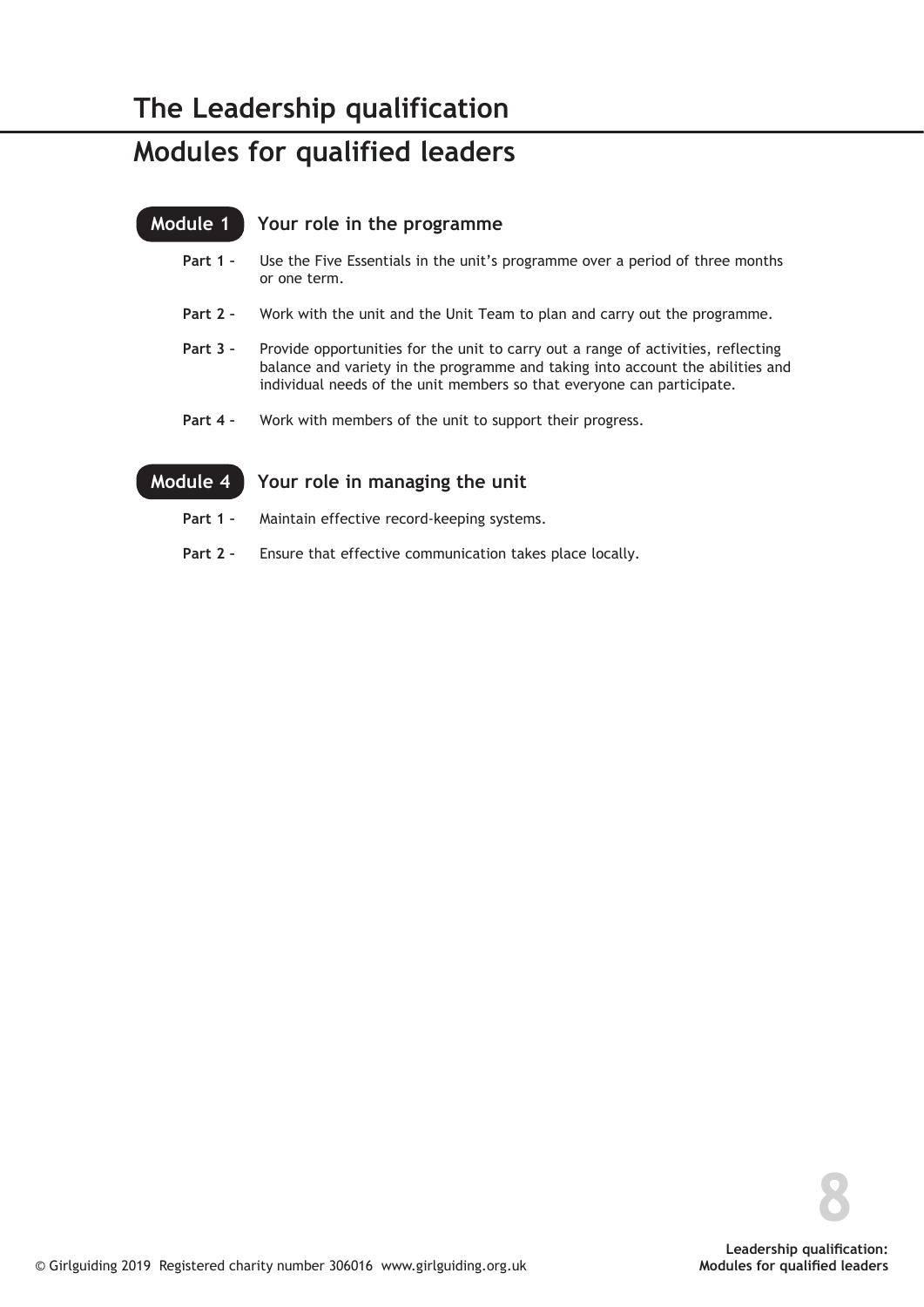# The Leadership qualification

## Modules for qualified leaders

### Module 1 Your role in the programme

**Part 1 –** Use the Five Essentials in the unit's programme over a period of three months or one term.

**Part 2 –** Work with the unit and the Unit Team to plan and carry out the programme.

**Part 3 –** Provide opportunities for the unit to carry out a range of activities, reflecting balance and variety in the programme and taking into account the abilities and individual needs of the unit members so that everyone can participate.

**Part 4 –** Work with members of the unit to support their progress.

### Module 4 Your role in managing the unit

**Part 1 –** Maintain effective record-keeping systems.

**Part 2 –** Ensure that effective communication takes place locally.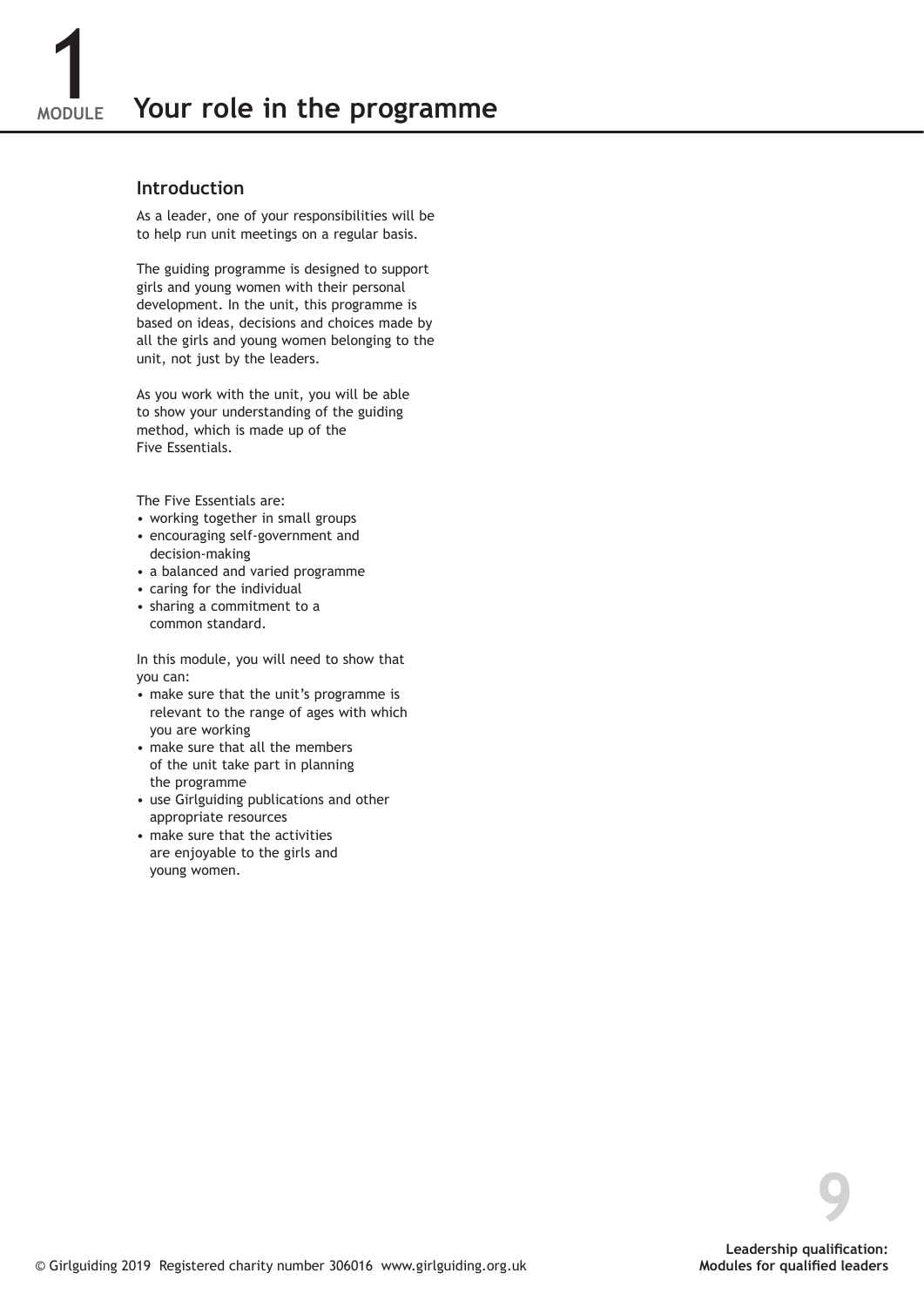# 1 MODULE Your role in the programme

## Introduction

As a leader, one of your responsibilities will be to help run unit meetings on a regular basis.

The guiding programme is designed to support girls and young women with their personal development. In the unit, this programme is based on ideas, decisions and choices made by all the girls and young women belonging to the unit, not just by the leaders.

As you work with the unit, you will be able to show your understanding of the guiding method, which is made up of the Five Essentials.

The Five Essentials are:

- working together in small groups
- encouraging self-government and decision-making
- a balanced and varied programme
- caring for the individual
- sharing a commitment to a common standard.

In this module, you will need to show that you can:

- make sure that the unit's programme is relevant to the range of ages with which you are working
- make sure that all the members of the unit take part in planning the programme
- use Girlguiding publications and other appropriate resources
- make sure that the activities are enjoyable to the girls and young women.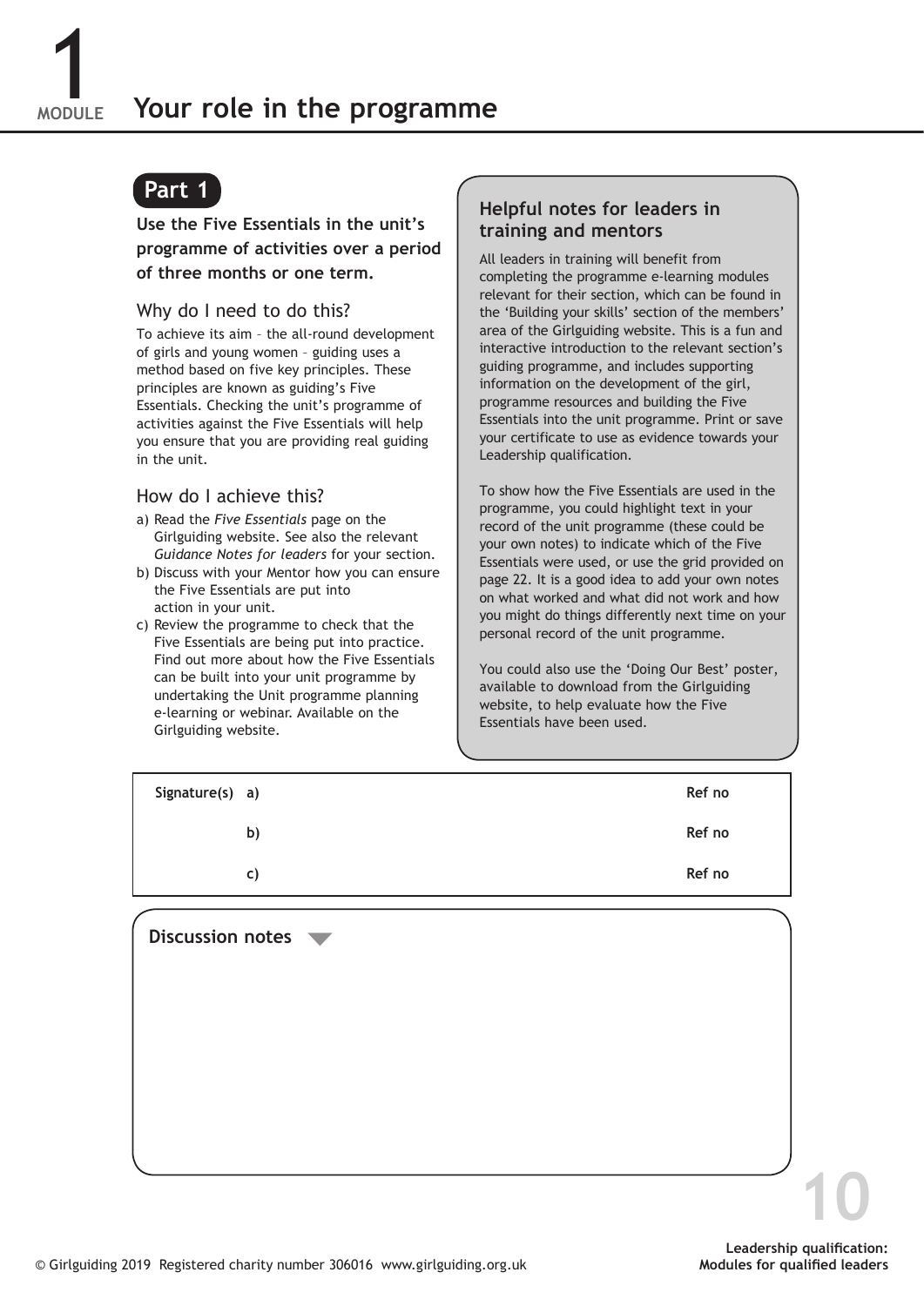# MODULE 1 Your role in the programme

## Part 1

**Use the Five Essentials in the unit's programme of activities over a period of three months or one term.**

### Why do I need to do this?

To achieve its aim – the all-round development of girls and young women – guiding uses a method based on five key principles. These principles are known as guiding's Five Essentials. Checking the unit's programme of activities against the Five Essentials will help you ensure that you are providing real guiding in the unit.

### How do I achieve this?

a) Read the *Five Essentials* page on the Girlguiding website. See also the relevant *Guidance Notes for leaders* for your section.
b) Discuss with your Mentor how you can ensure the Five Essentials are put into action in your unit.
c) Review the programme to check that the Five Essentials are being put into practice. Find out more about how the Five Essentials can be built into your unit programme by undertaking the Unit programme planning e-learning or webinar. Available on the Girlguiding website.

### Helpful notes for leaders in training and mentors

All leaders in training will benefit from completing the programme e-learning modules relevant for their section, which can be found in the 'Building your skills' section of the members' area of the Girlguiding website. This is a fun and interactive introduction to the relevant section's guiding programme, and includes supporting information on the development of the girl, programme resources and building the Five Essentials into the unit programme. Print or save your certificate to use as evidence towards your Leadership qualification.

To show how the Five Essentials are used in the programme, you could highlight text in your record of the unit programme (these could be your own notes) to indicate which of the Five Essentials were used, or use the grid provided on page 22. It is a good idea to add your own notes on what worked and what did not work and how you might do things differently next time on your personal record of the unit programme.

You could also use the 'Doing Our Best' poster, available to download from the Girlguiding website, to help evaluate how the Five Essentials have been used.

| Signature(s) | | Ref no |
|---|---|---|
| a) | | Ref no |
| b) | | Ref no |
| c) | | Ref no |

**Discussion notes**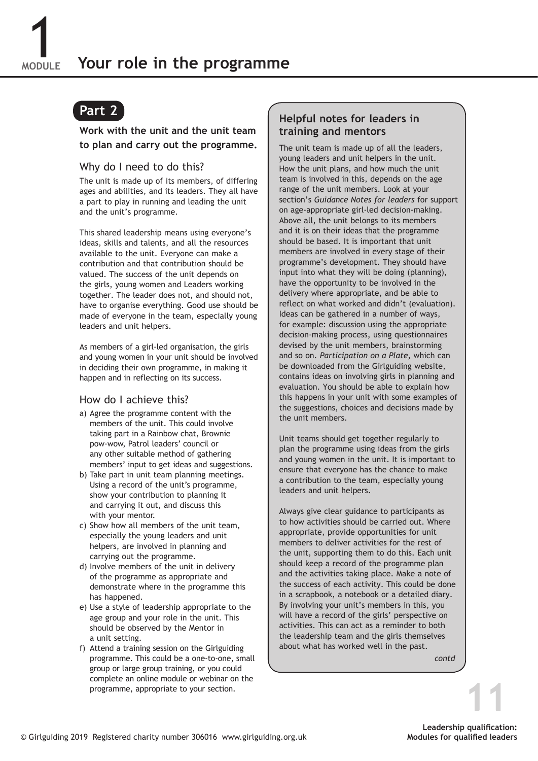# 1 MODULE Your role in the programme

## Part 2

**Work with the unit and the unit team to plan and carry out the programme.**

### Why do I need to do this?

The unit is made up of its members, of differing ages and abilities, and its leaders. They all have a part to play in running and leading the unit and the unit's programme.

This shared leadership means using everyone's ideas, skills and talents, and all the resources available to the unit. Everyone can make a contribution and that contribution should be valued. The success of the unit depends on the girls, young women and Leaders working together. The leader does not, and should not, have to organise everything. Good use should be made of everyone in the team, especially young leaders and unit helpers.

As members of a girl-led organisation, the girls and young women in your unit should be involved in deciding their own programme, in making it happen and in reflecting on its success.

### How do I achieve this?

a) Agree the programme content with the members of the unit. This could involve taking part in a Rainbow chat, Brownie pow-wow, Patrol leaders' council or any other suitable method of gathering members' input to get ideas and suggestions.
b) Take part in unit team planning meetings. Using a record of the unit's programme, show your contribution to planning it and carrying it out, and discuss this with your mentor.
c) Show how all members of the unit team, especially the young leaders and unit helpers, are involved in planning and carrying out the programme.
d) Involve members of the unit in delivery of the programme as appropriate and demonstrate where in the programme this has happened.
e) Use a style of leadership appropriate to the age group and your role in the unit. This should be observed by the Mentor in a unit setting.
f) Attend a training session on the Girlguiding programme. This could be a one-to-one, small group or large group training, or you could complete an online module or webinar on the programme, appropriate to your section.

### Helpful notes for leaders in training and mentors

The unit team is made up of all the leaders, young leaders and unit helpers in the unit. How the unit plans, and how much the unit team is involved in this, depends on the age range of the unit members. Look at your section's *Guidance Notes for leaders* for support on age-appropriate girl-led decision-making. Above all, the unit belongs to its members and it is on their ideas that the programme should be based. It is important that unit members are involved in every stage of their programme's development. They should have input into what they will be doing (planning), have the opportunity to be involved in the delivery where appropriate, and be able to reflect on what worked and didn't (evaluation). Ideas can be gathered in a number of ways, for example: discussion using the appropriate decision-making process, using questionnaires devised by the unit members, brainstorming and so on. *Participation on a Plate*, which can be downloaded from the Girlguiding website, contains ideas on involving girls in planning and evaluation. You should be able to explain how this happens in your unit with some examples of the suggestions, choices and decisions made by the unit members.

Unit teams should get together regularly to plan the programme using ideas from the girls and young women in the unit. It is important to ensure that everyone has the chance to make a contribution to the team, especially young leaders and unit helpers.

Always give clear guidance to participants as to how activities should be carried out. Where appropriate, provide opportunities for unit members to deliver activities for the rest of the unit, supporting them to do this. Each unit should keep a record of the programme plan and the activities taking place. Make a note of the success of each activity. This could be done in a scrapbook, a notebook or a detailed diary. By involving your unit's members in this, you will have a record of the girls' perspective on activities. This can act as a reminder to both the leadership team and the girls themselves about what has worked well in the past.

*contd*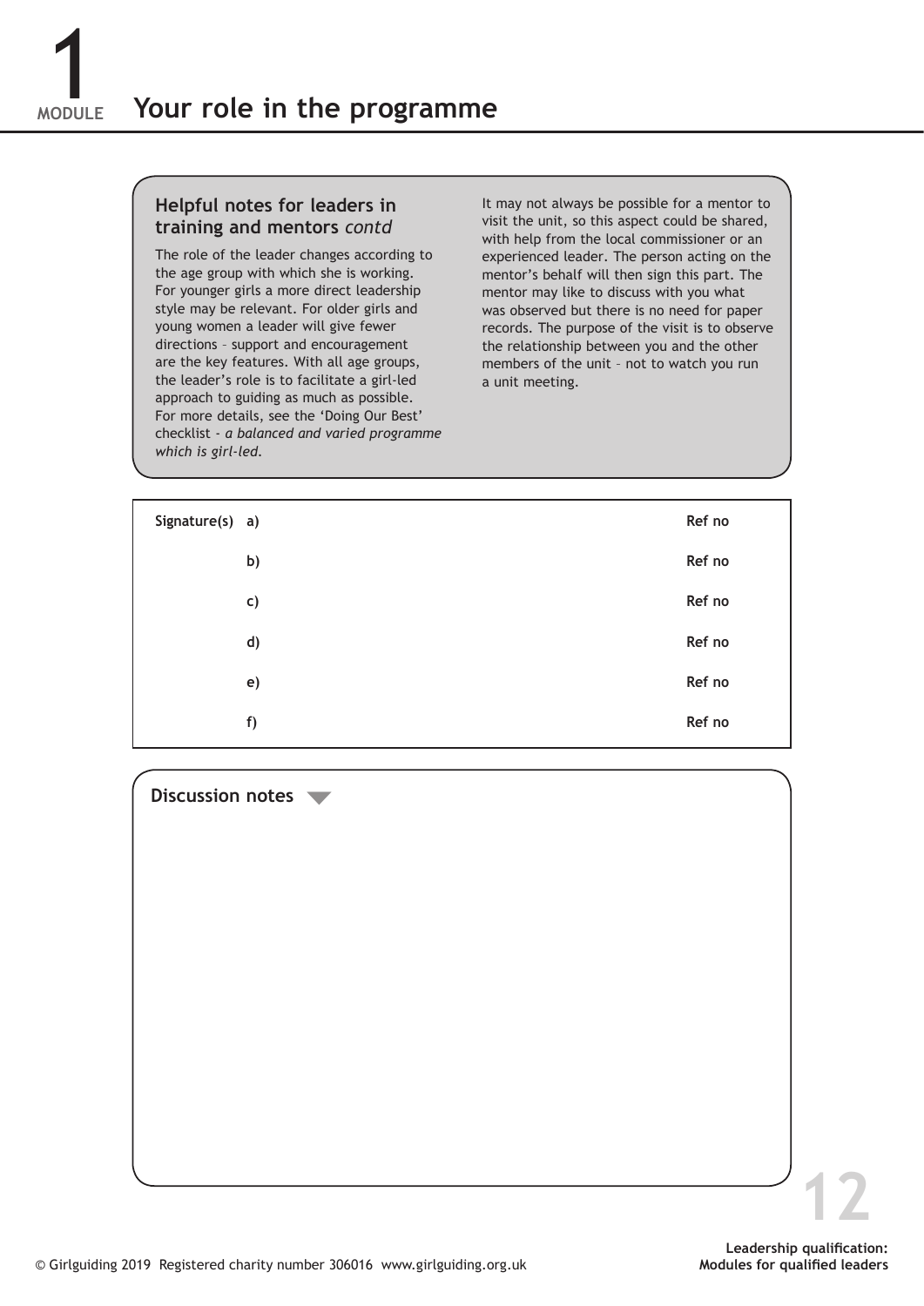# 1 MODULE Your role in the programme

### Helpful notes for leaders in training and mentors *contd*

The role of the leader changes according to the age group with which she is working. For younger girls a more direct leadership style may be relevant. For older girls and young women a leader will give fewer directions – support and encouragement are the key features. With all age groups, the leader's role is to facilitate a girl-led approach to guiding as much as possible. For more details, see the 'Doing Our Best' checklist - *a balanced and varied programme which is girl-led*.

It may not always be possible for a mentor to visit the unit, so this aspect could be shared, with help from the local commissioner or an experienced leader. The person acting on the mentor's behalf will then sign this part. The mentor may like to discuss with you what was observed but there is no need for paper records. The purpose of the visit is to observe the relationship between you and the other members of the unit – not to watch you run a unit meeting.

| Signature(s) | | |
|---|---|---|
| | a) | Ref no |
| | b) | Ref no |
| | c) | Ref no |
| | d) | Ref no |
| | e) | Ref no |
| | f) | Ref no |

**Discussion notes**

Leadership qualification: Modules for qualified leaders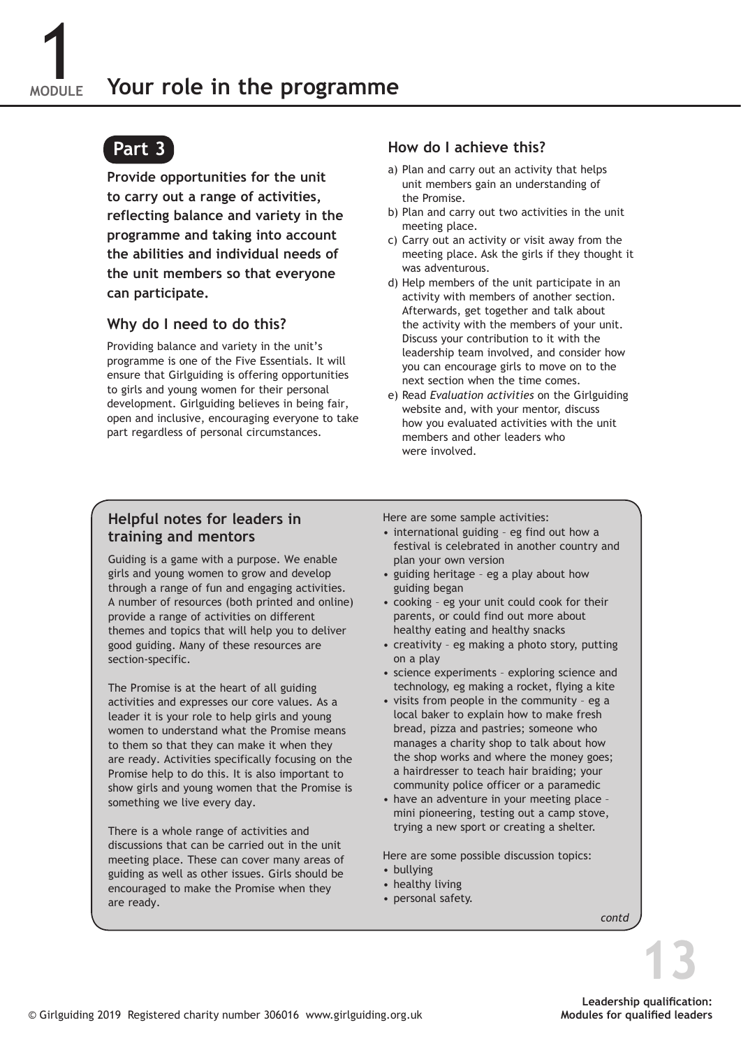# 1 MODULE Your role in the programme

## Part 3

**Provide opportunities for the unit to carry out a range of activities, reflecting balance and variety in the programme and taking into account the abilities and individual needs of the unit members so that everyone can participate.**

### Why do I need to do this?

Providing balance and variety in the unit's programme is one of the Five Essentials. It will ensure that Girlguiding is offering opportunities to girls and young women for their personal development. Girlguiding believes in being fair, open and inclusive, encouraging everyone to take part regardless of personal circumstances.

### How do I achieve this?

a) Plan and carry out an activity that helps unit members gain an understanding of the Promise.
b) Plan and carry out two activities in the unit meeting place.
c) Carry out an activity or visit away from the meeting place. Ask the girls if they thought it was adventurous.
d) Help members of the unit participate in an activity with members of another section. Afterwards, get together and talk about the activity with the members of your unit. Discuss your contribution to it with the leadership team involved, and consider how you can encourage girls to move on to the next section when the time comes.
e) Read *Evaluation activities* on the Girlguiding website and, with your mentor, discuss how you evaluated activities with the unit members and other leaders who were involved.

### Helpful notes for leaders in training and mentors

Guiding is a game with a purpose. We enable girls and young women to grow and develop through a range of fun and engaging activities. A number of resources (both printed and online) provide a range of activities on different themes and topics that will help you to deliver good guiding. Many of these resources are section-specific.

The Promise is at the heart of all guiding activities and expresses our core values. As a leader it is your role to help girls and young women to understand what the Promise means to them so that they can make it when they are ready. Activities specifically focusing on the Promise help to do this. It is also important to show girls and young women that the Promise is something we live every day.

There is a whole range of activities and discussions that can be carried out in the unit meeting place. These can cover many areas of guiding as well as other issues. Girls should be encouraged to make the Promise when they are ready.

Here are some sample activities:

- international guiding – eg find out how a festival is celebrated in another country and plan your own version
- guiding heritage – eg a play about how guiding began
- cooking – eg your unit could cook for their parents, or could find out more about healthy eating and healthy snacks
- creativity – eg making a photo story, putting on a play
- science experiments – exploring science and technology, eg making a rocket, flying a kite
- visits from people in the community – eg a local baker to explain how to make fresh bread, pizza and pastries; someone who manages a charity shop to talk about how the shop works and where the money goes; a hairdresser to teach hair braiding; your community police officer or a paramedic
- have an adventure in your meeting place – mini pioneering, testing out a camp stove, trying a new sport or creating a shelter.

Here are some possible discussion topics:

- bullying
- healthy living
- personal safety.

*contd*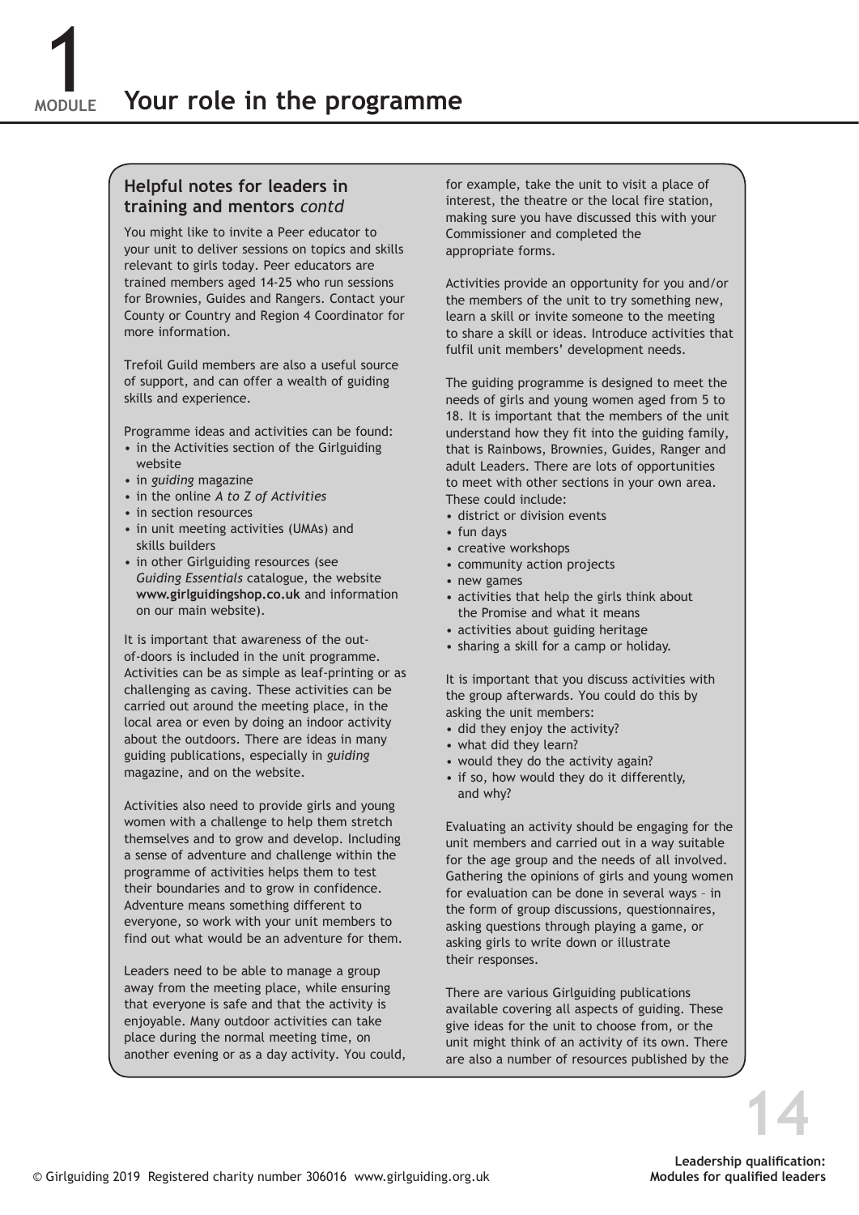# 1 MODULE Your role in the programme

### Helpful notes for leaders in training and mentors *contd*

You might like to invite a Peer educator to your unit to deliver sessions on topics and skills relevant to girls today. Peer educators are trained members aged 14-25 who run sessions for Brownies, Guides and Rangers. Contact your County or Country and Region 4 Coordinator for more information.

Trefoil Guild members are also a useful source of support, and can offer a wealth of guiding skills and experience.

Programme ideas and activities can be found:

- in the Activities section of the Girlguiding website
- in *guiding* magazine
- in the online *A to Z of Activities*
- in section resources
- in unit meeting activities (UMAs) and skills builders
- in other Girlguiding resources (see *Guiding Essentials* catalogue, the website **www.girlguidingshop.co.uk** and information on our main website).

It is important that awareness of the out-of-doors is included in the unit programme. Activities can be as simple as leaf-printing or as challenging as caving. These activities can be carried out around the meeting place, in the local area or even by doing an indoor activity about the outdoors. There are ideas in many guiding publications, especially in *guiding* magazine, and on the website.

Activities also need to provide girls and young women with a challenge to help them stretch themselves and to grow and develop. Including a sense of adventure and challenge within the programme of activities helps them to test their boundaries and to grow in confidence. Adventure means something different to everyone, so work with your unit members to find out what would be an adventure for them.

Leaders need to be able to manage a group away from the meeting place, while ensuring that everyone is safe and that the activity is enjoyable. Many outdoor activities can take place during the normal meeting time, on another evening or as a day activity. You could, for example, take the unit to visit a place of interest, the theatre or the local fire station, making sure you have discussed this with your Commissioner and completed the appropriate forms.

Activities provide an opportunity for you and/or the members of the unit to try something new, learn a skill or invite someone to the meeting to share a skill or ideas. Introduce activities that fulfil unit members' development needs.

The guiding programme is designed to meet the needs of girls and young women aged from 5 to 18. It is important that the members of the unit understand how they fit into the guiding family, that is Rainbows, Brownies, Guides, Ranger and adult Leaders. There are lots of opportunities to meet with other sections in your own area. These could include:

- district or division events
- fun days
- creative workshops
- community action projects
- new games
- activities that help the girls think about the Promise and what it means
- activities about guiding heritage
- sharing a skill for a camp or holiday.

It is important that you discuss activities with the group afterwards. You could do this by asking the unit members:

- did they enjoy the activity?
- what did they learn?
- would they do the activity again?
- if so, how would they do it differently, and why?

Evaluating an activity should be engaging for the unit members and carried out in a way suitable for the age group and the needs of all involved. Gathering the opinions of girls and young women for evaluation can be done in several ways – in the form of group discussions, questionnaires, asking questions through playing a game, or asking girls to write down or illustrate their responses.

There are various Girlguiding publications available covering all aspects of guiding. These give ideas for the unit to choose from, or the unit might think of an activity of its own. There are also a number of resources published by the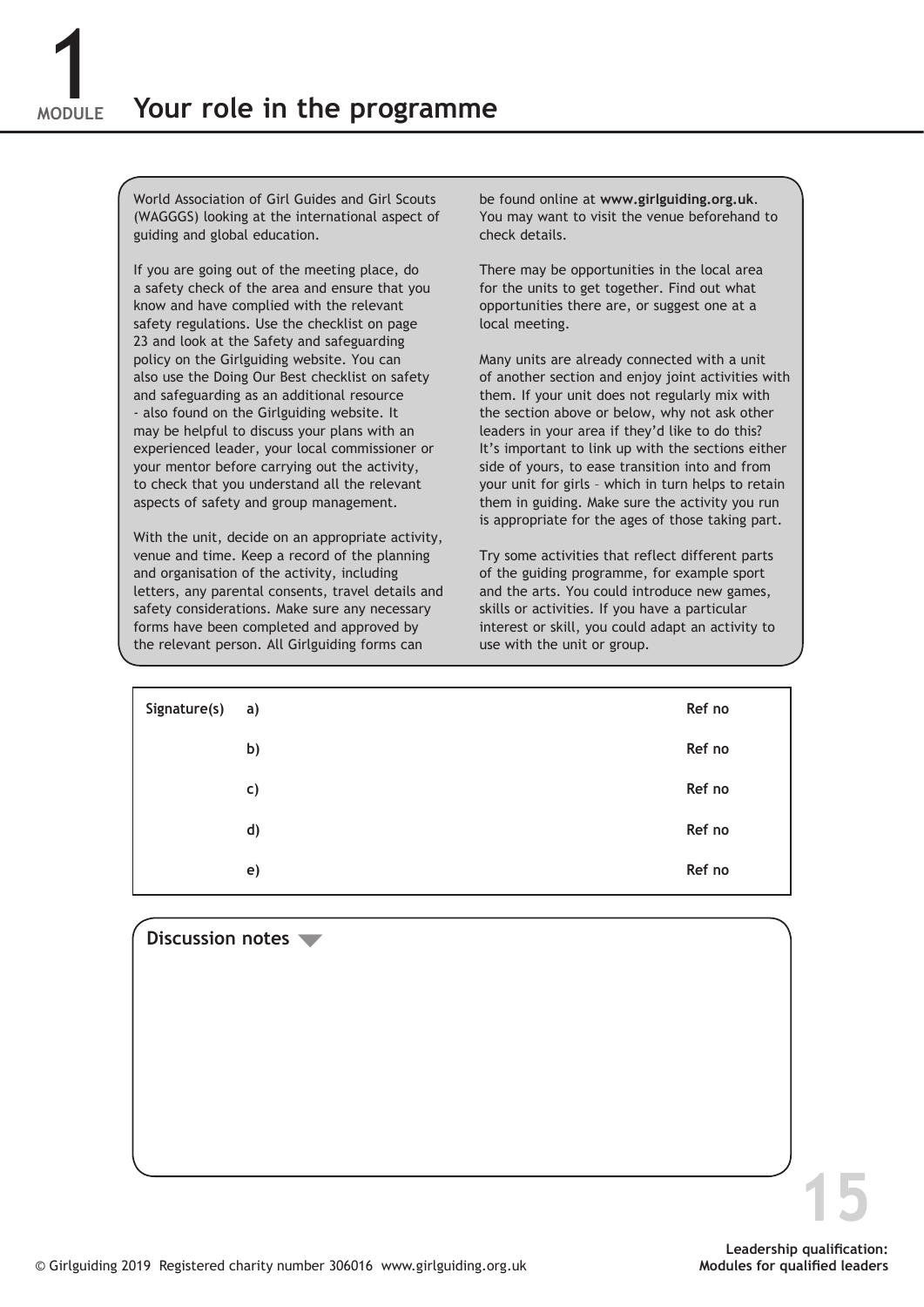# Module 1 Your role in the programme

World Association of Girl Guides and Girl Scouts (WAGGGS) looking at the international aspect of guiding and global education.

If you are going out of the meeting place, do a safety check of the area and ensure that you know and have complied with the relevant safety regulations. Use the checklist on page 23 and look at the Safety and safeguarding policy on the Girlguiding website. You can also use the Doing Our Best checklist on safety and safeguarding as an additional resource - also found on the Girlguiding website. It may be helpful to discuss your plans with an experienced leader, your local commissioner or your mentor before carrying out the activity, to check that you understand all the relevant aspects of safety and group management.

With the unit, decide on an appropriate activity, venue and time. Keep a record of the planning and organisation of the activity, including letters, any parental consents, travel details and safety considerations. Make sure any necessary forms have been completed and approved by the relevant person. All Girlguiding forms can be found online at **www.girlguiding.org.uk**. You may want to visit the venue beforehand to check details.

There may be opportunities in the local area for the units to get together. Find out what opportunities there are, or suggest one at a local meeting.

Many units are already connected with a unit of another section and enjoy joint activities with them. If your unit does not regularly mix with the section above or below, why not ask other leaders in your area if they'd like to do this? It's important to link up with the sections either side of yours, to ease transition into and from your unit for girls – which in turn helps to retain them in guiding. Make sure the activity you run is appropriate for the ages of those taking part.

Try some activities that reflect different parts of the guiding programme, for example sport and the arts. You could introduce new games, skills or activities. If you have a particular interest or skill, you could adapt an activity to use with the unit or group.

| **Signature(s)** | | |
|---|---|---|
| | **a)** | **Ref no** |
| | **b)** | **Ref no** |
| | **c)** | **Ref no** |
| | **d)** | **Ref no** |
| | **e)** | **Ref no** |

**Discussion notes**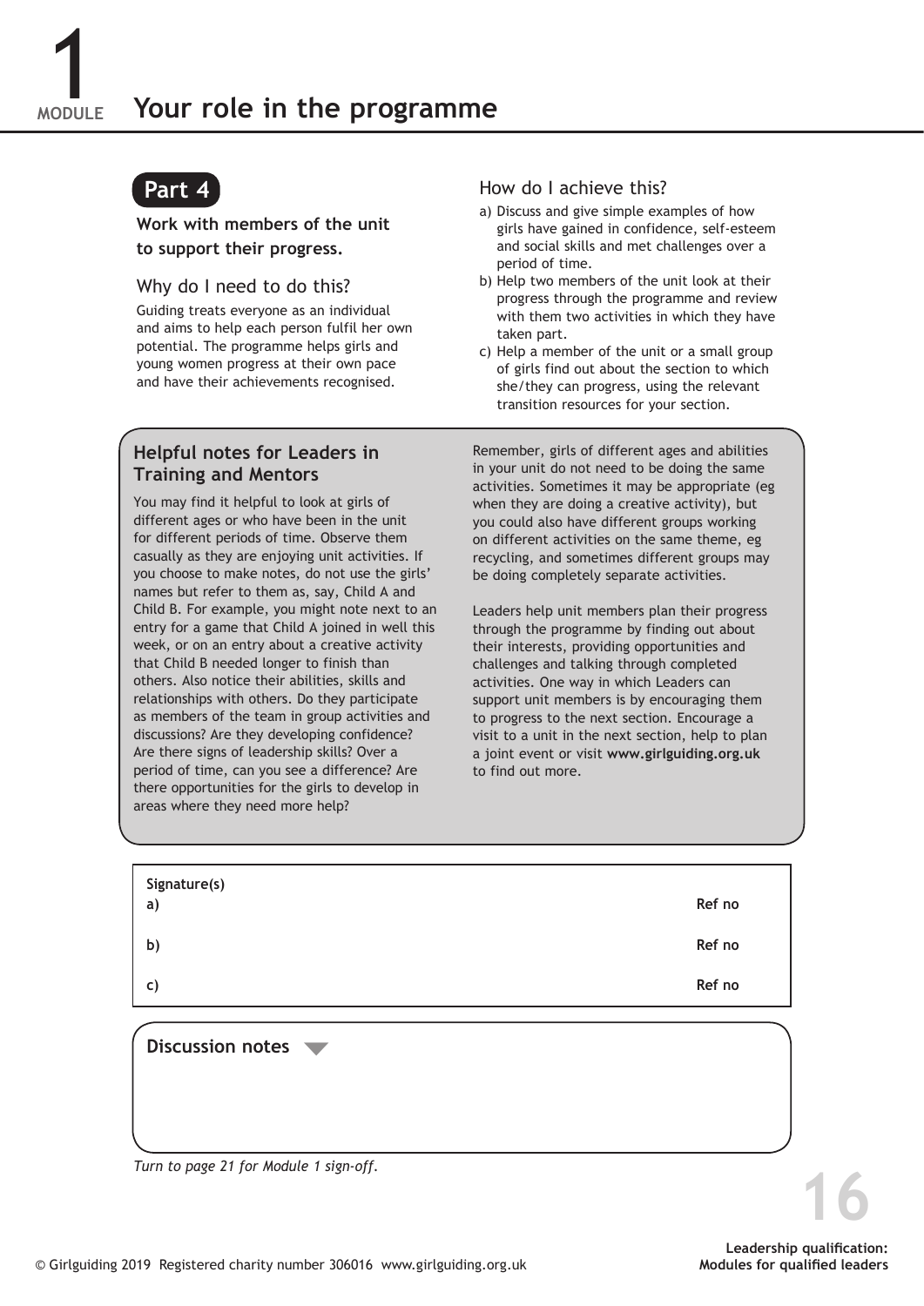# 1 MODULE Your role in the programme

## Part 4

**Work with members of the unit to support their progress.**

### Why do I need to do this?

Guiding treats everyone as an individual and aims to help each person fulfil her own potential. The programme helps girls and young women progress at their own pace and have their achievements recognised.

### How do I achieve this?

a) Discuss and give simple examples of how girls have gained in confidence, self-esteem and social skills and met challenges over a period of time.

b) Help two members of the unit look at their progress through the programme and review with them two activities in which they have taken part.

c) Help a member of the unit or a small group of girls find out about the section to which she/they can progress, using the relevant transition resources for your section.

### Helpful notes for Leaders in Training and Mentors

You may find it helpful to look at girls of different ages or who have been in the unit for different periods of time. Observe them casually as they are enjoying unit activities. If you choose to make notes, do not use the girls' names but refer to them as, say, Child A and Child B. For example, you might note next to an entry for a game that Child A joined in well this week, or on an entry about a creative activity that Child B needed longer to finish than others. Also notice their abilities, skills and relationships with others. Do they participate as members of the team in group activities and discussions? Are they developing confidence? Are there signs of leadership skills? Over a period of time, can you see a difference? Are there opportunities for the girls to develop in areas where they need more help?

Remember, girls of different ages and abilities in your unit do not need to be doing the same activities. Sometimes it may be appropriate (eg when they are doing a creative activity), but you could also have different groups working on different activities on the same theme, eg recycling, and sometimes different groups may be doing completely separate activities.

Leaders help unit members plan their progress through the programme by finding out about their interests, providing opportunities and challenges and talking through completed activities. One way in which Leaders can support unit members is by encouraging them to progress to the next section. Encourage a visit to a unit in the next section, help to plan a joint event or visit **www.girlguiding.org.uk** to find out more.

| Signature(s) | |
|---|---|
| a) | Ref no |
| b) | Ref no |
| c) | Ref no |

**Discussion notes**

*Turn to page 21 for Module 1 sign-off.*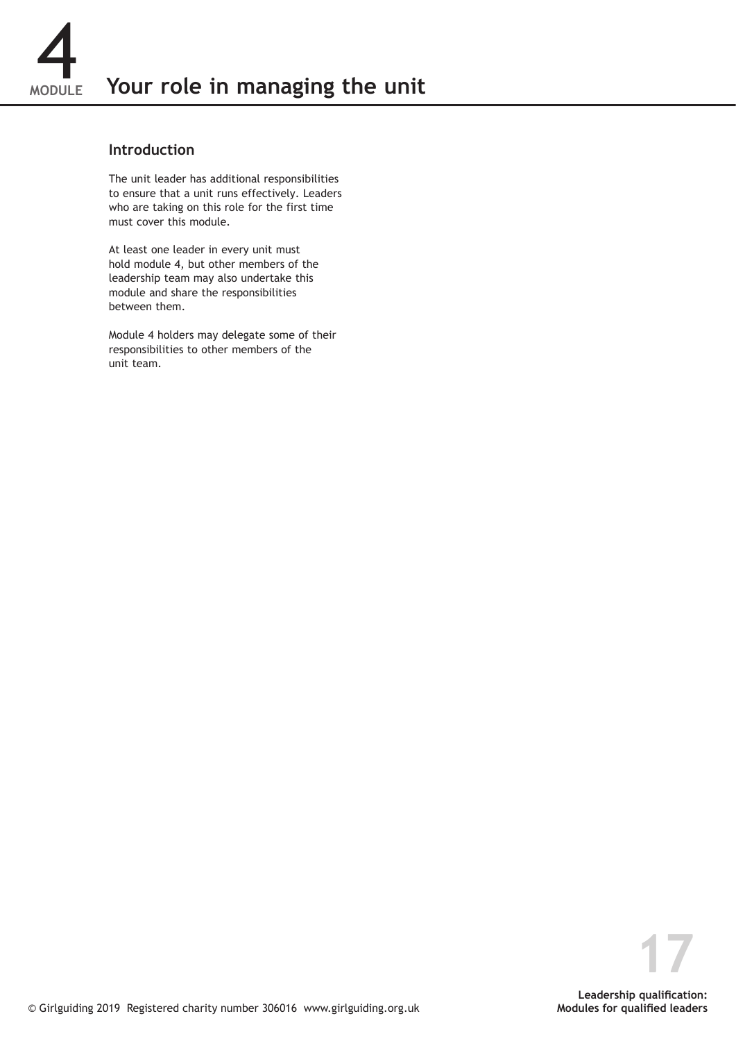# 4 MODULE Your role in managing the unit

## Introduction

The unit leader has additional responsibilities to ensure that a unit runs effectively. Leaders who are taking on this role for the first time must cover this module.

At least one leader in every unit must hold module 4, but other members of the leadership team may also undertake this module and share the responsibilities between them.

Module 4 holders may delegate some of their responsibilities to other members of the unit team.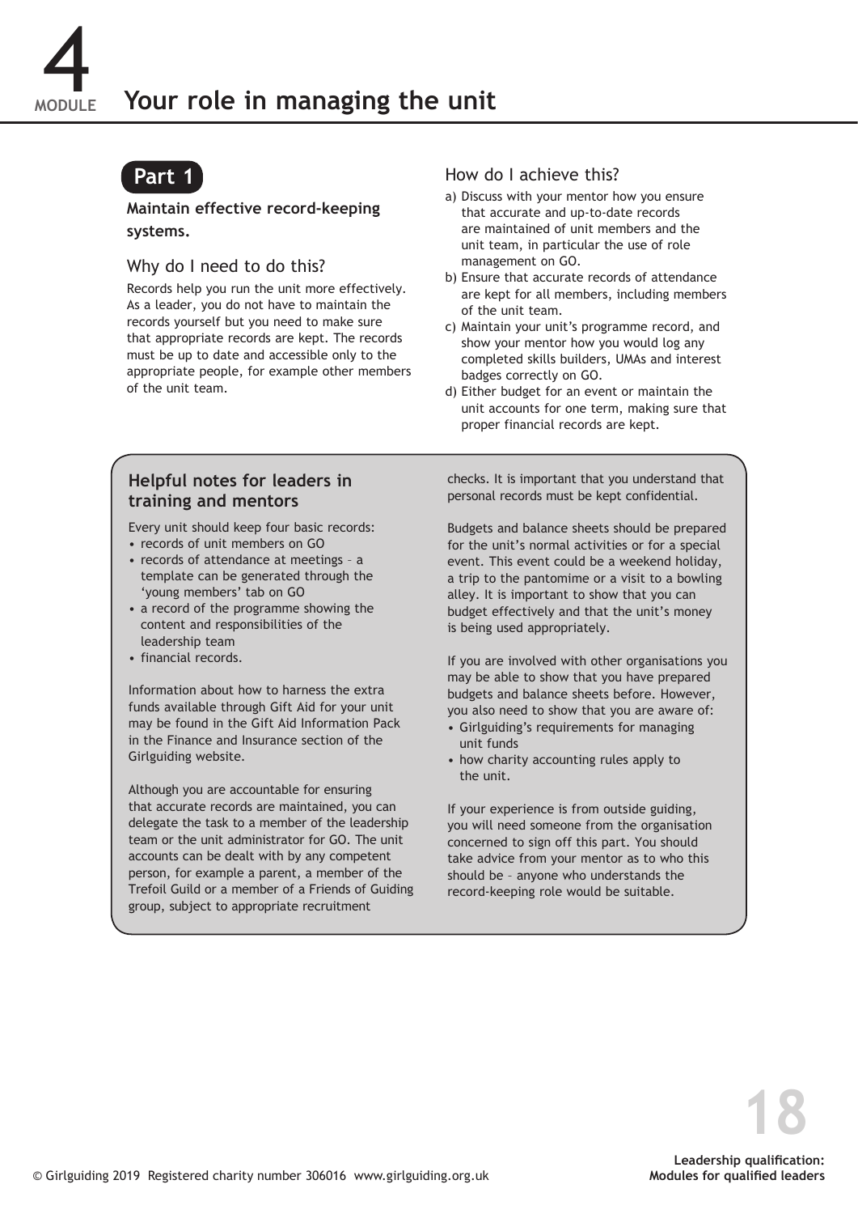# Module 4 Your role in managing the unit

## Part 1

**Maintain effective record-keeping systems.**

### Why do I need to do this?

Records help you run the unit more effectively. As a leader, you do not have to maintain the records yourself but you need to make sure that appropriate records are kept. The records must be up to date and accessible only to the appropriate people, for example other members of the unit team.

### How do I achieve this?

a) Discuss with your mentor how you ensure that accurate and up-to-date records are maintained of unit members and the unit team, in particular the use of role management on GO.
b) Ensure that accurate records of attendance are kept for all members, including members of the unit team.
c) Maintain your unit's programme record, and show your mentor how you would log any completed skills builders, UMAs and interest badges correctly on GO.
d) Either budget for an event or maintain the unit accounts for one term, making sure that proper financial records are kept.

### Helpful notes for leaders in training and mentors

Every unit should keep four basic records:

- records of unit members on GO
- records of attendance at meetings – a template can be generated through the 'young members' tab on GO
- a record of the programme showing the content and responsibilities of the leadership team
- financial records.

Information about how to harness the extra funds available through Gift Aid for your unit may be found in the Gift Aid Information Pack in the Finance and Insurance section of the Girlguiding website.

Although you are accountable for ensuring that accurate records are maintained, you can delegate the task to a member of the leadership team or the unit administrator for GO. The unit accounts can be dealt with by any competent person, for example a parent, a member of the Trefoil Guild or a member of a Friends of Guiding group, subject to appropriate recruitment checks. It is important that you understand that personal records must be kept confidential.

Budgets and balance sheets should be prepared for the unit's normal activities or for a special event. This event could be a weekend holiday, a trip to the pantomime or a visit to a bowling alley. It is important to show that you can budget effectively and that the unit's money is being used appropriately.

If you are involved with other organisations you may be able to show that you have prepared budgets and balance sheets before. However, you also need to show that you are aware of:

- Girlguiding's requirements for managing unit funds
- how charity accounting rules apply to the unit.

If your experience is from outside guiding, you will need someone from the organisation concerned to sign off this part. You should take advice from your mentor as to who this should be – anyone who understands the record-keeping role would be suitable.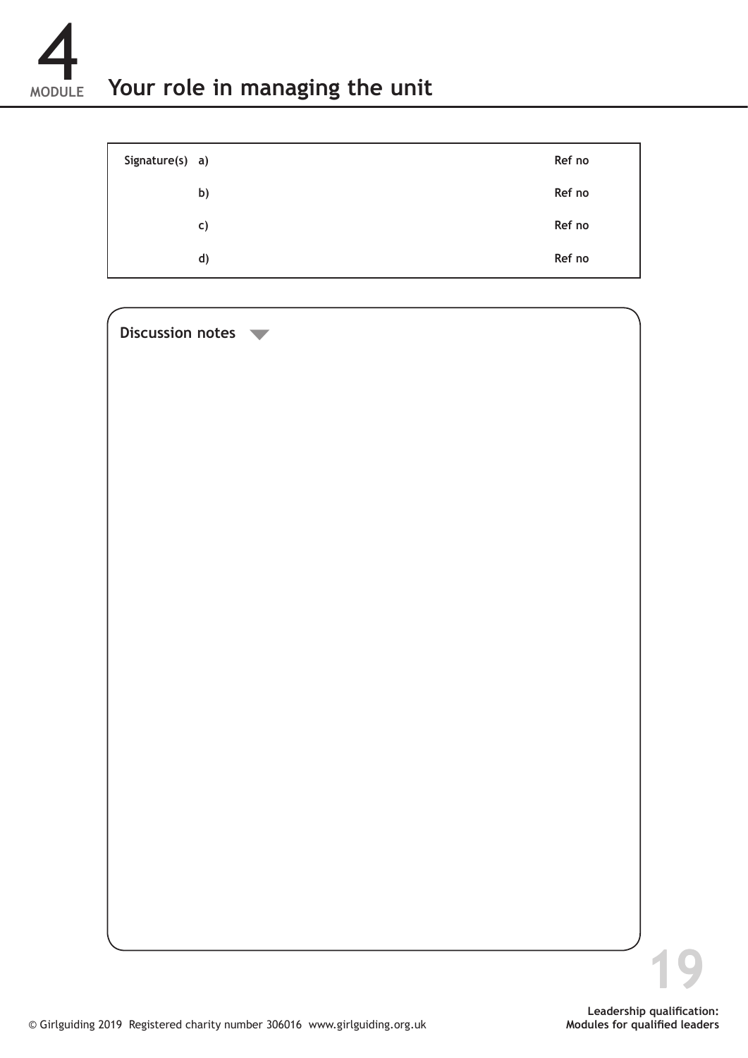# 4 MODULE Your role in managing the unit

| Signature(s) | | |
|---|---|---|
| | a) | Ref no |
| | b) | Ref no |
| | c) | Ref no |
| | d) | Ref no |

**Discussion notes**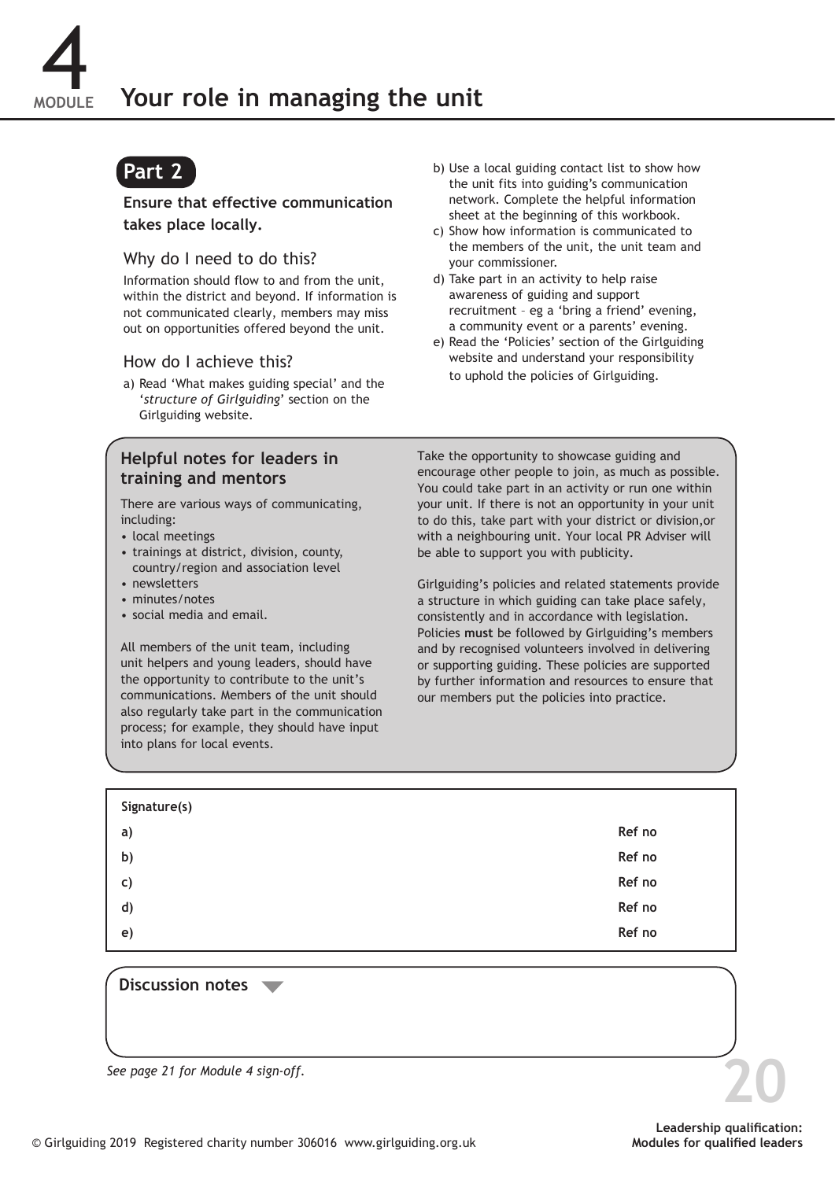# 4 MODULE Your role in managing the unit

## Part 2

**Ensure that effective communication takes place locally.**

### Why do I need to do this?

Information should flow to and from the unit, within the district and beyond. If information is not communicated clearly, members may miss out on opportunities offered beyond the unit.

### How do I achieve this?

a) Read 'What makes guiding special' and the '*structure of Girlguiding*' section on the Girlguiding website.

b) Use a local guiding contact list to show how the unit fits into guiding's communication network. Complete the helpful information sheet at the beginning of this workbook.

c) Show how information is communicated to the members of the unit, the unit team and your commissioner.

d) Take part in an activity to help raise awareness of guiding and support recruitment – eg a 'bring a friend' evening, a community event or a parents' evening.

e) Read the 'Policies' section of the Girlguiding website and understand your responsibility to uphold the policies of Girlguiding.

### Helpful notes for leaders in training and mentors

There are various ways of communicating, including:

- local meetings
- trainings at district, division, county, country/region and association level
- newsletters
- minutes/notes
- social media and email.

All members of the unit team, including unit helpers and young leaders, should have the opportunity to contribute to the unit's communications. Members of the unit should also regularly take part in the communication process; for example, they should have input into plans for local events.

Take the opportunity to showcase guiding and encourage other people to join, as much as possible. You could take part in an activity or run one within your unit. If there is not an opportunity in your unit to do this, take part with your district or division,or with a neighbouring unit. Your local PR Adviser will be able to support you with publicity.

Girlguiding's policies and related statements provide a structure in which guiding can take place safely, consistently and in accordance with legislation. Policies **must** be followed by Girlguiding's members and by recognised volunteers involved in delivering or supporting guiding. These policies are supported by further information and resources to ensure that our members put the policies into practice.

| Signature(s) | |
|---|---|
| a) | Ref no |
| b) | Ref no |
| c) | Ref no |
| d) | Ref no |
| e) | Ref no |

**Discussion notes**

*See page 21 for Module 4 sign-off.*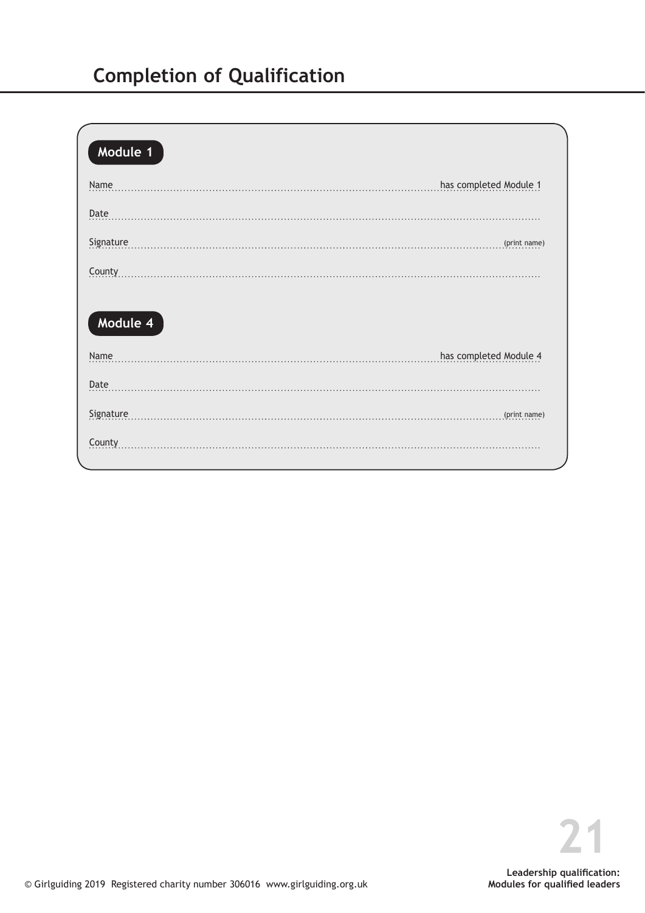# Completion of Qualification

## Module 1

Name ........................................................................................................................ has completed Module 1

Date ..................................................................................................................................................

Signature ........................................................................................................................ (print name)

County ..............................................................................................................................................

## Module 4

Name ........................................................................................................................ has completed Module 4

Date ..................................................................................................................................................

Signature ........................................................................................................................ (print name)

County ..............................................................................................................................................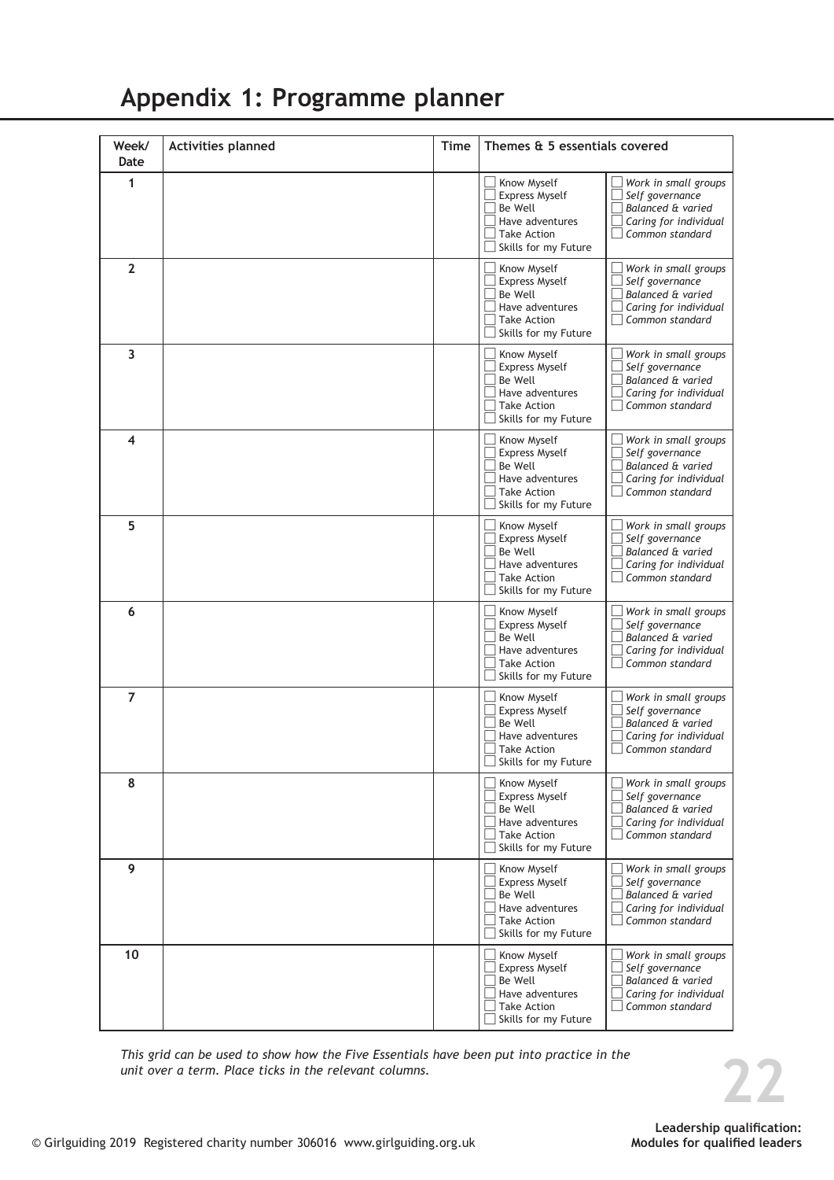# Appendix 1: Programme planner

| Week/ Date | Activities planned | Time | Themes & 5 essentials covered | |
|---|---|---|---|---|
| 1 | | | ☐ Know Myself<br>☐ Express Myself<br>☐ Be Well<br>☐ Have adventures<br>☐ Take Action<br>☐ Skills for my Future | ☐ *Work in small groups*<br>☐ *Self governance*<br>☐ *Balanced & varied*<br>☐ *Caring for individual*<br>☐ *Common standard* |
| 2 | | | ☐ Know Myself<br>☐ Express Myself<br>☐ Be Well<br>☐ Have adventures<br>☐ Take Action<br>☐ Skills for my Future | ☐ *Work in small groups*<br>☐ *Self governance*<br>☐ *Balanced & varied*<br>☐ *Caring for individual*<br>☐ *Common standard* |
| 3 | | | ☐ Know Myself<br>☐ Express Myself<br>☐ Be Well<br>☐ Have adventures<br>☐ Take Action<br>☐ Skills for my Future | ☐ *Work in small groups*<br>☐ *Self governance*<br>☐ *Balanced & varied*<br>☐ *Caring for individual*<br>☐ *Common standard* |
| 4 | | | ☐ Know Myself<br>☐ Express Myself<br>☐ Be Well<br>☐ Have adventures<br>☐ Take Action<br>☐ Skills for my Future | ☐ *Work in small groups*<br>☐ *Self governance*<br>☐ *Balanced & varied*<br>☐ *Caring for individual*<br>☐ *Common standard* |
| 5 | | | ☐ Know Myself<br>☐ Express Myself<br>☐ Be Well<br>☐ Have adventures<br>☐ Take Action<br>☐ Skills for my Future | ☐ *Work in small groups*<br>☐ *Self governance*<br>☐ *Balanced & varied*<br>☐ *Caring for individual*<br>☐ *Common standard* |
| 6 | | | ☐ Know Myself<br>☐ Express Myself<br>☐ Be Well<br>☐ Have adventures<br>☐ Take Action<br>☐ Skills for my Future | ☐ *Work in small groups*<br>☐ *Self governance*<br>☐ *Balanced & varied*<br>☐ *Caring for individual*<br>☐ *Common standard* |
| 7 | | | ☐ Know Myself<br>☐ Express Myself<br>☐ Be Well<br>☐ Have adventures<br>☐ Take Action<br>☐ Skills for my Future | ☐ *Work in small groups*<br>☐ *Self governance*<br>☐ *Balanced & varied*<br>☐ *Caring for individual*<br>☐ *Common standard* |
| 8 | | | ☐ Know Myself<br>☐ Express Myself<br>☐ Be Well<br>☐ Have adventures<br>☐ Take Action<br>☐ Skills for my Future | ☐ *Work in small groups*<br>☐ *Self governance*<br>☐ *Balanced & varied*<br>☐ *Caring for individual*<br>☐ *Common standard* |
| 9 | | | ☐ Know Myself<br>☐ Express Myself<br>☐ Be Well<br>☐ Have adventures<br>☐ Take Action<br>☐ Skills for my Future | ☐ *Work in small groups*<br>☐ *Self governance*<br>☐ *Balanced & varied*<br>☐ *Caring for individual*<br>☐ *Common standard* |
| 10 | | | ☐ Know Myself<br>☐ Express Myself<br>☐ Be Well<br>☐ Have adventures<br>☐ Take Action<br>☐ Skills for my Future | ☐ *Work in small groups*<br>☐ *Self governance*<br>☐ *Balanced & varied*<br>☐ *Caring for individual*<br>☐ *Common standard* |

*This grid can be used to show how the Five Essentials have been put into practice in the unit over a term. Place ticks in the relevant columns.*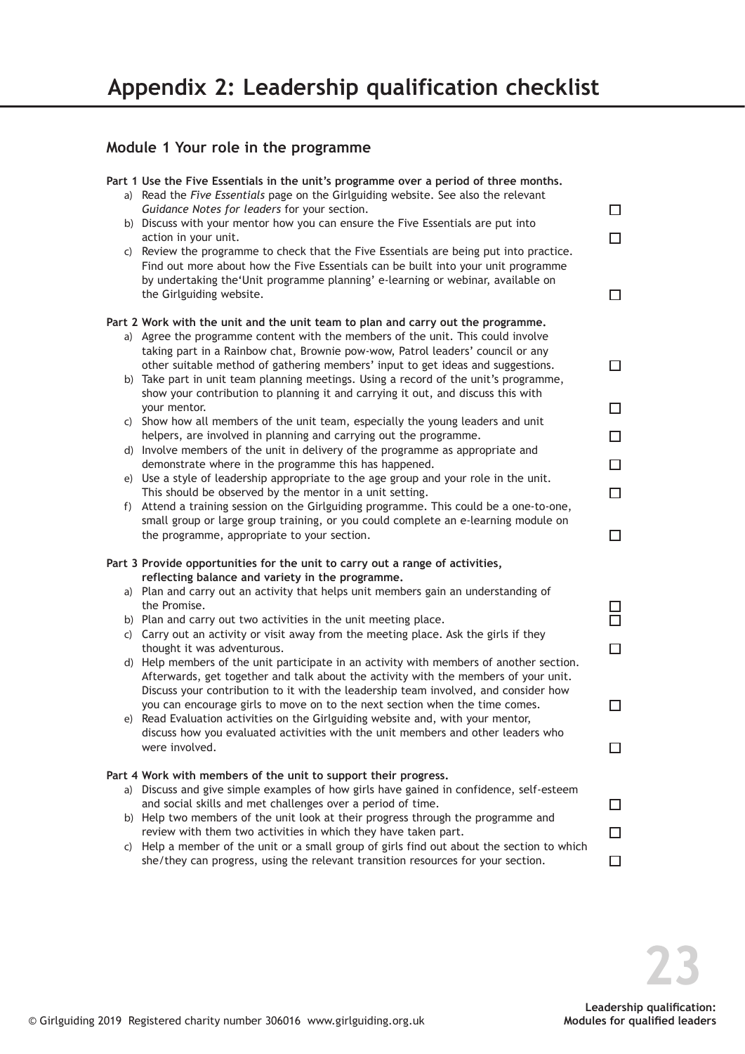# Appendix 2: Leadership qualification checklist

## Module 1 Your role in the programme

**Part 1 Use the Five Essentials in the unit's programme over a period of three months.**

a) Read the *Five Essentials* page on the Girlguiding website. See also the relevant *Guidance Notes for leaders* for your section. ☐

b) Discuss with your mentor how you can ensure the Five Essentials are put into action in your unit. ☐

c) Review the programme to check that the Five Essentials are being put into practice. Find out more about how the Five Essentials can be built into your unit programme by undertaking the'Unit programme planning' e-learning or webinar, available on the Girlguiding website. ☐

**Part 2 Work with the unit and the unit team to plan and carry out the programme.**

a) Agree the programme content with the members of the unit. This could involve taking part in a Rainbow chat, Brownie pow-wow, Patrol leaders' council or any other suitable method of gathering members' input to get ideas and suggestions. ☐

b) Take part in unit team planning meetings. Using a record of the unit's programme, show your contribution to planning it and carrying it out, and discuss this with your mentor. ☐

c) Show how all members of the unit team, especially the young leaders and unit helpers, are involved in planning and carrying out the programme. ☐

d) Involve members of the unit in delivery of the programme as appropriate and demonstrate where in the programme this has happened. ☐

e) Use a style of leadership appropriate to the age group and your role in the unit. This should be observed by the mentor in a unit setting. ☐

f) Attend a training session on the Girlguiding programme. This could be a one-to-one, small group or large group training, or you could complete an e-learning module on the programme, appropriate to your section. ☐

**Part 3 Provide opportunities for the unit to carry out a range of activities, reflecting balance and variety in the programme.**

a) Plan and carry out an activity that helps unit members gain an understanding of the Promise. ☐

b) Plan and carry out two activities in the unit meeting place. ☐

c) Carry out an activity or visit away from the meeting place. Ask the girls if they thought it was adventurous. ☐

d) Help members of the unit participate in an activity with members of another section. Afterwards, get together and talk about the activity with the members of your unit. Discuss your contribution to it with the leadership team involved, and consider how you can encourage girls to move on to the next section when the time comes. ☐

e) Read Evaluation activities on the Girlguiding website and, with your mentor, discuss how you evaluated activities with the unit members and other leaders who were involved. ☐

**Part 4 Work with members of the unit to support their progress.**

a) Discuss and give simple examples of how girls have gained in confidence, self-esteem and social skills and met challenges over a period of time. ☐

b) Help two members of the unit look at their progress through the programme and review with them two activities in which they have taken part. ☐

c) Help a member of the unit or a small group of girls find out about the section to which she/they can progress, using the relevant transition resources for your section. ☐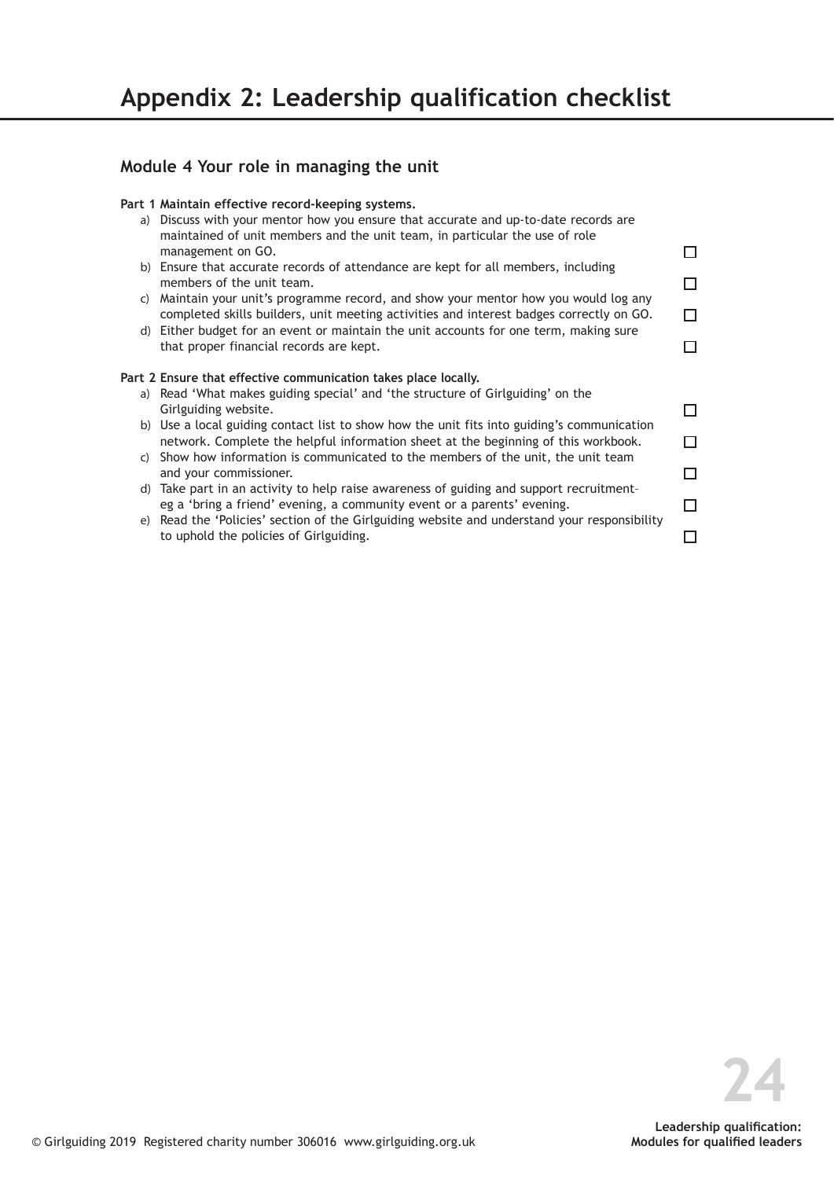# Appendix 2: Leadership qualification checklist

## Module 4 Your role in managing the unit

**Part 1 Maintain effective record-keeping systems.**

a) Discuss with your mentor how you ensure that accurate and up-to-date records are maintained of unit members and the unit team, in particular the use of role management on GO. ☐

b) Ensure that accurate records of attendance are kept for all members, including members of the unit team. ☐

c) Maintain your unit's programme record, and show your mentor how you would log any completed skills builders, unit meeting activities and interest badges correctly on GO. ☐

d) Either budget for an event or maintain the unit accounts for one term, making sure that proper financial records are kept. ☐

**Part 2 Ensure that effective communication takes place locally.**

a) Read 'What makes guiding special' and 'the structure of Girlguiding' on the Girlguiding website. ☐

b) Use a local guiding contact list to show how the unit fits into guiding's communication network. Complete the helpful information sheet at the beginning of this workbook. ☐

c) Show how information is communicated to the members of the unit, the unit team and your commissioner. ☐

d) Take part in an activity to help raise awareness of guiding and support recruitment– eg a 'bring a friend' evening, a community event or a parents' evening. ☐

e) Read the 'Policies' section of the Girlguiding website and understand your responsibility to uphold the policies of Girlguiding. ☐